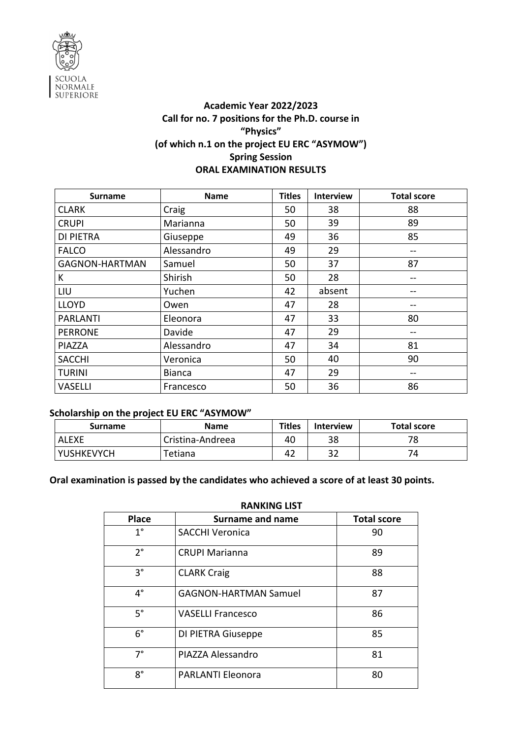SCUOLA NORMALE SUPERIORE

**Academic Year 2022/2023**
**Call for no. 7 positions for the Ph.D. course in**
**"Physics"**
**(of which n.1 on the project EU ERC "ASYMOW")**
**Spring Session**
**ORAL EXAMINATION RESULTS**

| Surname | Name | Titles | Interview | Total score |
|---|---|---|---|---|
| CLARK | Craig | 50 | 38 | 88 |
| CRUPI | Marianna | 50 | 39 | 89 |
| DI PIETRA | Giuseppe | 49 | 36 | 85 |
| FALCO | Alessandro | 49 | 29 | -- |
| GAGNON-HARTMAN | Samuel | 50 | 37 | 87 |
| K | Shirish | 50 | 28 | -- |
| LIU | Yuchen | 42 | absent | -- |
| LLOYD | Owen | 47 | 28 | -- |
| PARLANTI | Eleonora | 47 | 33 | 80 |
| PERRONE | Davide | 47 | 29 | -- |
| PIAZZA | Alessandro | 47 | 34 | 81 |
| SACCHI | Veronica | 50 | 40 | 90 |
| TURINI | Bianca | 47 | 29 | -- |
| VASELLI | Francesco | 50 | 36 | 86 |

**Scholarship on the project EU ERC "ASYMOW"**

| Surname | Name | Titles | Interview | Total score |
|---|---|---|---|---|
| ALEXE | Cristina-Andreea | 40 | 38 | 78 |
| YUSHKEVYCH | Tetiana | 42 | 32 | 74 |

**Oral examination is passed by the candidates who achieved a score of at least 30 points.**

**RANKING LIST**

| Place | Surname and name | Total score |
|---|---|---|
| 1° | SACCHI Veronica | 90 |
| 2° | CRUPI Marianna | 89 |
| 3° | CLARK Craig | 88 |
| 4° | GAGNON-HARTMAN Samuel | 87 |
| 5° | VASELLI Francesco | 86 |
| 6° | DI PIETRA Giuseppe | 85 |
| 7° | PIAZZA Alessandro | 81 |
| 8° | PARLANTI Eleonora | 80 |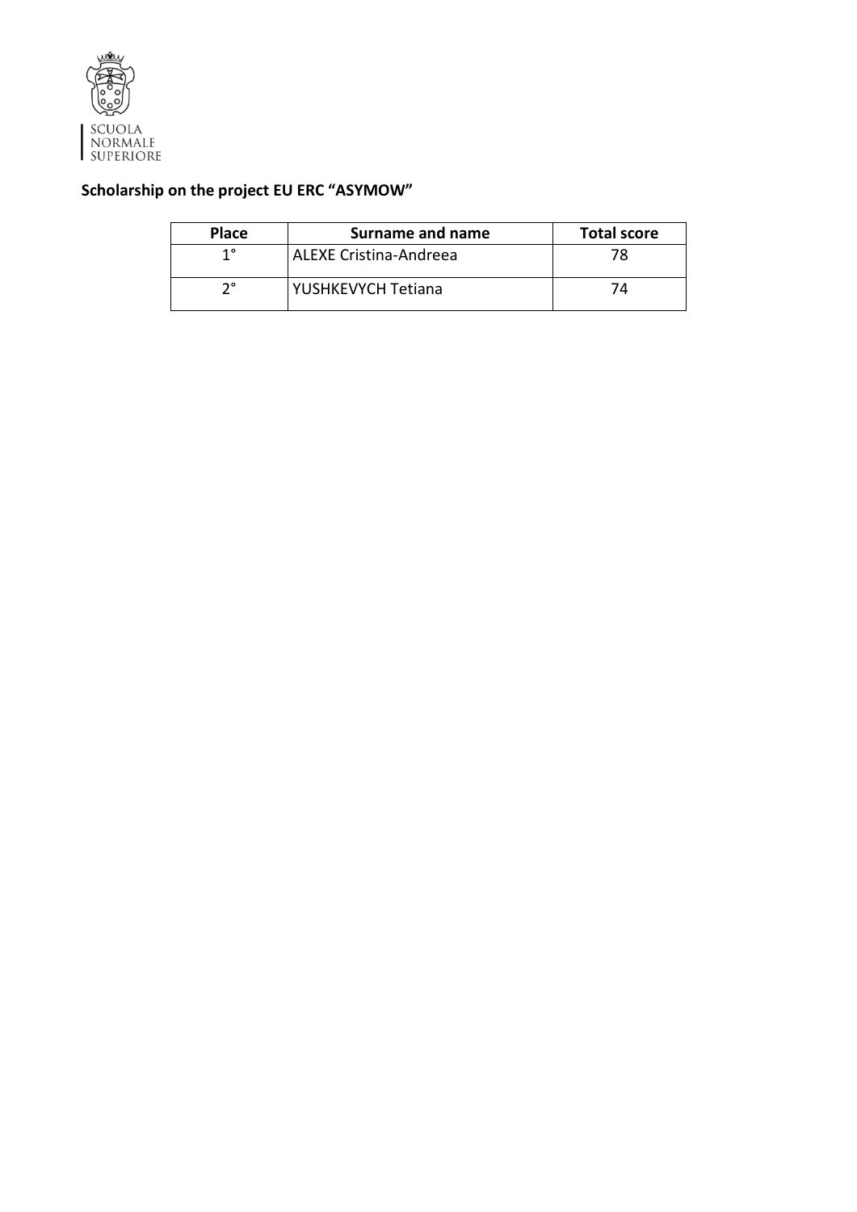SCUOLA
NORMALE
SUPERIORE

**Scholarship on the project EU ERC "ASYMOW"**

| Place | Surname and name | Total score |
|---|---|---|
| 1° | ALEXE Cristina-Andreea | 78 |
| 2° | YUSHKEVYCH Tetiana | 74 |